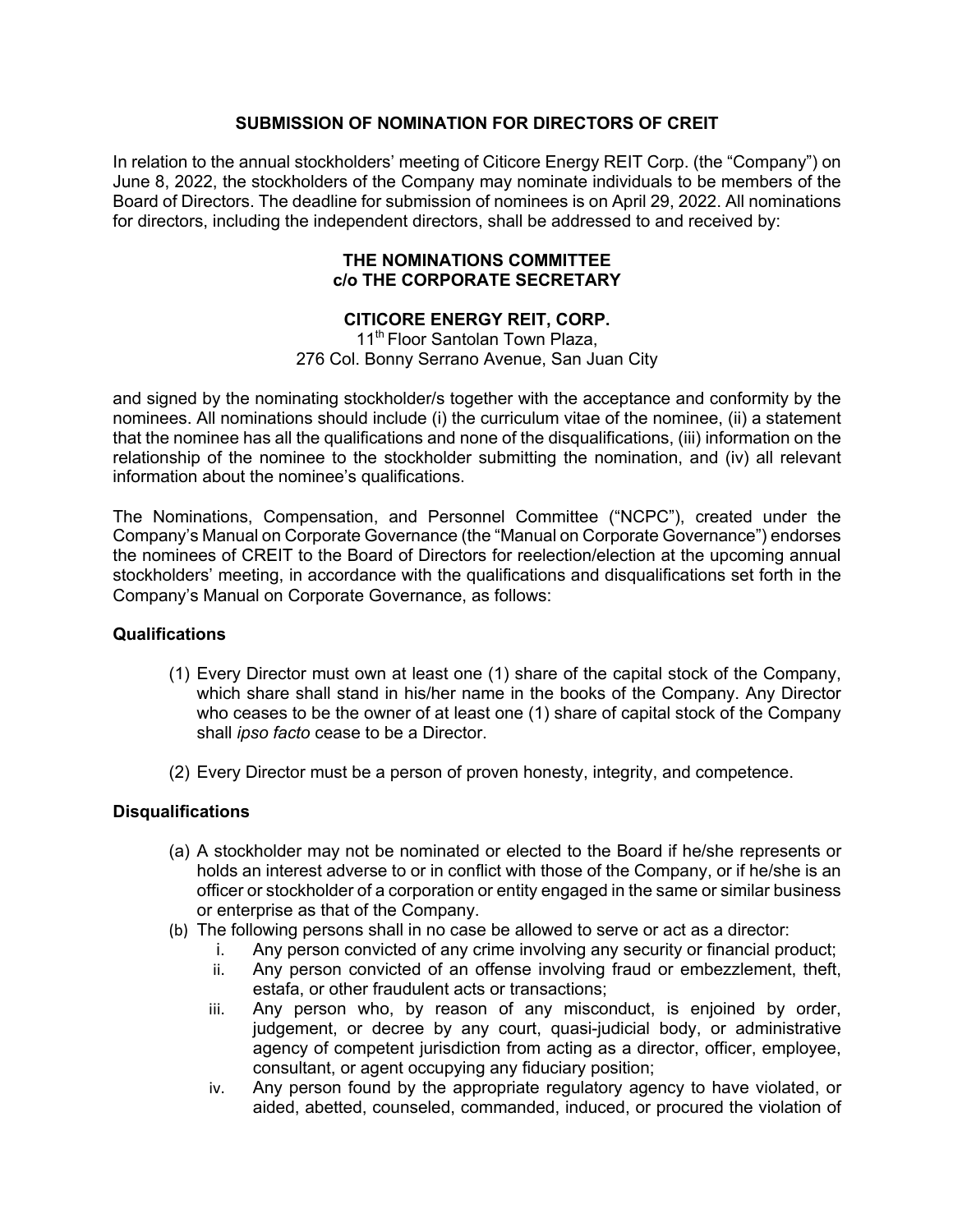# SUBMISSION OF NOMINATION FOR DIRECTORS OF CREIT

In relation to the annual stockholders' meeting of Citicore Energy REIT Corp. (the "Company") on June 8, 2022, the stockholders of the Company may nominate individuals to be members of the Board of Directors. The deadline for submission of nominees is on April 29, 2022. All nominations for directors, including the independent directors, shall be addressed to and received by:

**THE NOMINATIONS COMMITTEE**
**c/o THE CORPORATE SECRETARY**

**CITICORE ENERGY REIT, CORP.**
11th Floor Santolan Town Plaza,
276 Col. Bonny Serrano Avenue, San Juan City

and signed by the nominating stockholder/s together with the acceptance and conformity by the nominees. All nominations should include (i) the curriculum vitae of the nominee, (ii) a statement that the nominee has all the qualifications and none of the disqualifications, (iii) information on the relationship of the nominee to the stockholder submitting the nomination, and (iv) all relevant information about the nominee's qualifications.

The Nominations, Compensation, and Personnel Committee ("NCPC"), created under the Company's Manual on Corporate Governance (the "Manual on Corporate Governance") endorses the nominees of CREIT to the Board of Directors for reelection/election at the upcoming annual stockholders' meeting, in accordance with the qualifications and disqualifications set forth in the Company's Manual on Corporate Governance, as follows:

## Qualifications

(1) Every Director must own at least one (1) share of the capital stock of the Company, which share shall stand in his/her name in the books of the Company. Any Director who ceases to be the owner of at least one (1) share of capital stock of the Company shall *ipso facto* cease to be a Director.

(2) Every Director must be a person of proven honesty, integrity, and competence.

## Disqualifications

(a) A stockholder may not be nominated or elected to the Board if he/she represents or holds an interest adverse to or in conflict with those of the Company, or if he/she is an officer or stockholder of a corporation or entity engaged in the same or similar business or enterprise as that of the Company.

(b) The following persons shall in no case be allowed to serve or act as a director:

   i. Any person convicted of any crime involving any security or financial product;

   ii. Any person convicted of an offense involving fraud or embezzlement, theft, estafa, or other fraudulent acts or transactions;

   iii. Any person who, by reason of any misconduct, is enjoined by order, judgement, or decree by any court, quasi-judicial body, or administrative agency of competent jurisdiction from acting as a director, officer, employee, consultant, or agent occupying any fiduciary position;

   iv. Any person found by the appropriate regulatory agency to have violated, or aided, abetted, counseled, commanded, induced, or procured the violation of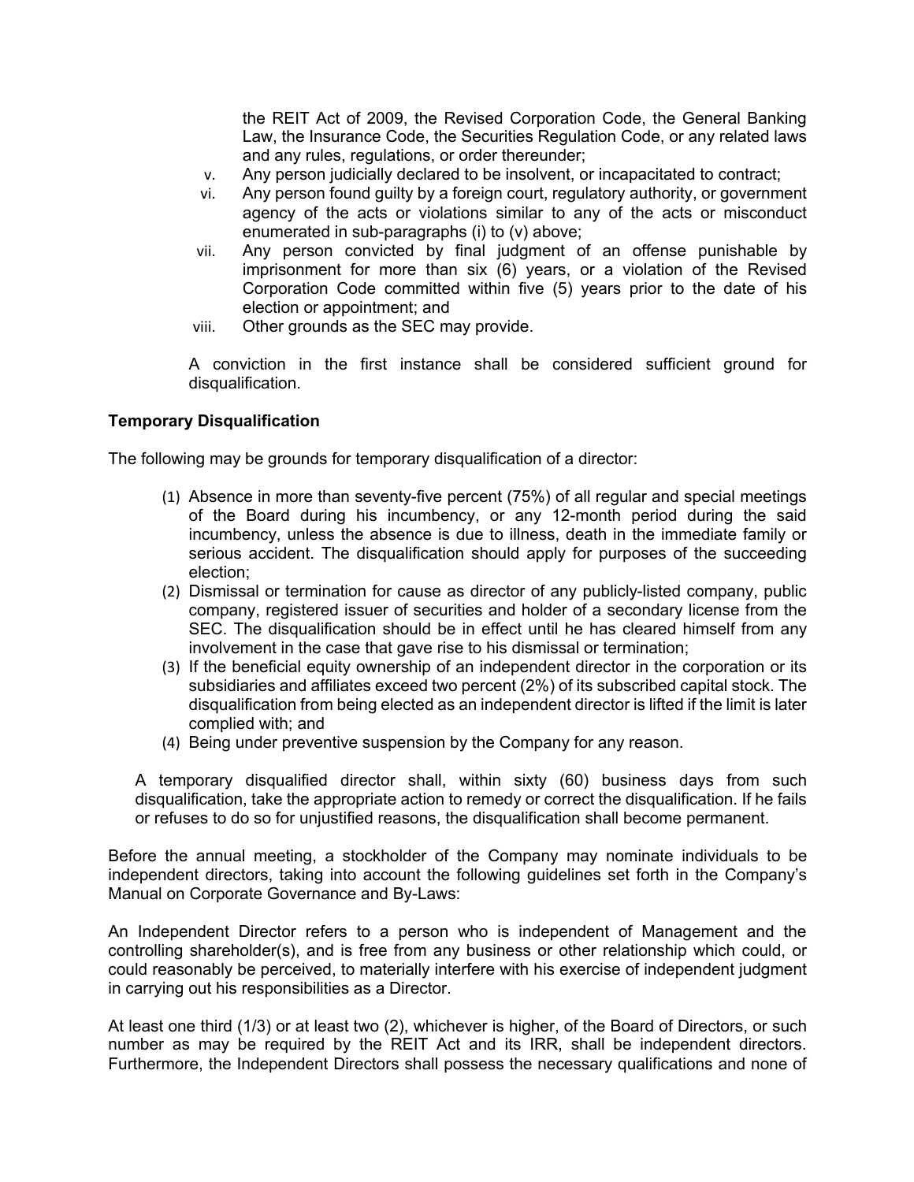the REIT Act of 2009, the Revised Corporation Code, the General Banking Law, the Insurance Code, the Securities Regulation Code, or any related laws and any rules, regulations, or order thereunder;

v. Any person judicially declared to be insolvent, or incapacitated to contract;

vi. Any person found guilty by a foreign court, regulatory authority, or government agency of the acts or violations similar to any of the acts or misconduct enumerated in sub-paragraphs (i) to (v) above;

vii. Any person convicted by final judgment of an offense punishable by imprisonment for more than six (6) years, or a violation of the Revised Corporation Code committed within five (5) years prior to the date of his election or appointment; and

viii. Other grounds as the SEC may provide.

A conviction in the first instance shall be considered sufficient ground for disqualification.

**Temporary Disqualification**

The following may be grounds for temporary disqualification of a director:

(1) Absence in more than seventy-five percent (75%) of all regular and special meetings of the Board during his incumbency, or any 12-month period during the said incumbency, unless the absence is due to illness, death in the immediate family or serious accident. The disqualification should apply for purposes of the succeeding election;

(2) Dismissal or termination for cause as director of any publicly-listed company, public company, registered issuer of securities and holder of a secondary license from the SEC. The disqualification should be in effect until he has cleared himself from any involvement in the case that gave rise to his dismissal or termination;

(3) If the beneficial equity ownership of an independent director in the corporation or its subsidiaries and affiliates exceed two percent (2%) of its subscribed capital stock. The disqualification from being elected as an independent director is lifted if the limit is later complied with; and

(4) Being under preventive suspension by the Company for any reason.

A temporary disqualified director shall, within sixty (60) business days from such disqualification, take the appropriate action to remedy or correct the disqualification. If he fails or refuses to do so for unjustified reasons, the disqualification shall become permanent.

Before the annual meeting, a stockholder of the Company may nominate individuals to be independent directors, taking into account the following guidelines set forth in the Company's Manual on Corporate Governance and By-Laws:

An Independent Director refers to a person who is independent of Management and the controlling shareholder(s), and is free from any business or other relationship which could, or could reasonably be perceived, to materially interfere with his exercise of independent judgment in carrying out his responsibilities as a Director.

At least one third (1/3) or at least two (2), whichever is higher, of the Board of Directors, or such number as may be required by the REIT Act and its IRR, shall be independent directors. Furthermore, the Independent Directors shall possess the necessary qualifications and none of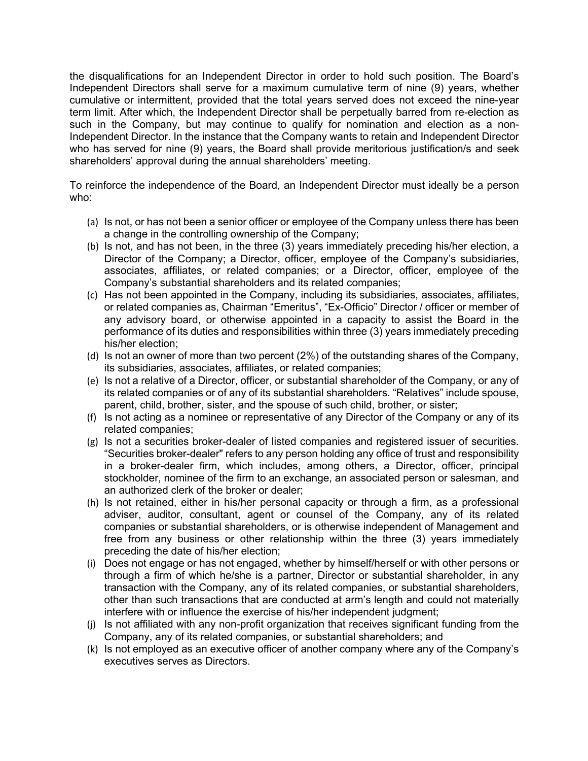the disqualifications for an Independent Director in order to hold such position. The Board's Independent Directors shall serve for a maximum cumulative term of nine (9) years, whether cumulative or intermittent, provided that the total years served does not exceed the nine-year term limit. After which, the Independent Director shall be perpetually barred from re-election as such in the Company, but may continue to qualify for nomination and election as a non-Independent Director. In the instance that the Company wants to retain and Independent Director who has served for nine (9) years, the Board shall provide meritorious justification/s and seek shareholders' approval during the annual shareholders' meeting.

To reinforce the independence of the Board, an Independent Director must ideally be a person who:

(a) Is not, or has not been a senior officer or employee of the Company unless there has been a change in the controlling ownership of the Company;
(b) Is not, and has not been, in the three (3) years immediately preceding his/her election, a Director of the Company; a Director, officer, employee of the Company's subsidiaries, associates, affiliates, or related companies; or a Director, officer, employee of the Company's substantial shareholders and its related companies;
(c) Has not been appointed in the Company, including its subsidiaries, associates, affiliates, or related companies as, Chairman "Emeritus", "Ex-Officio" Director / officer or member of any advisory board, or otherwise appointed in a capacity to assist the Board in the performance of its duties and responsibilities within three (3) years immediately preceding his/her election;
(d) Is not an owner of more than two percent (2%) of the outstanding shares of the Company, its subsidiaries, associates, affiliates, or related companies;
(e) Is not a relative of a Director, officer, or substantial shareholder of the Company, or any of its related companies or of any of its substantial shareholders. "Relatives" include spouse, parent, child, brother, sister, and the spouse of such child, brother, or sister;
(f) Is not acting as a nominee or representative of any Director of the Company or any of its related companies;
(g) Is not a securities broker-dealer of listed companies and registered issuer of securities. "Securities broker-dealer" refers to any person holding any office of trust and responsibility in a broker-dealer firm, which includes, among others, a Director, officer, principal stockholder, nominee of the firm to an exchange, an associated person or salesman, and an authorized clerk of the broker or dealer;
(h) Is not retained, either in his/her personal capacity or through a firm, as a professional adviser, auditor, consultant, agent or counsel of the Company, any of its related companies or substantial shareholders, or is otherwise independent of Management and free from any business or other relationship within the three (3) years immediately preceding the date of his/her election;
(i) Does not engage or has not engaged, whether by himself/herself or with other persons or through a firm of which he/she is a partner, Director or substantial shareholder, in any transaction with the Company, any of its related companies, or substantial shareholders, other than such transactions that are conducted at arm's length and could not materially interfere with or influence the exercise of his/her independent judgment;
(j) Is not affiliated with any non-profit organization that receives significant funding from the Company, any of its related companies, or substantial shareholders; and
(k) Is not employed as an executive officer of another company where any of the Company's executives serves as Directors.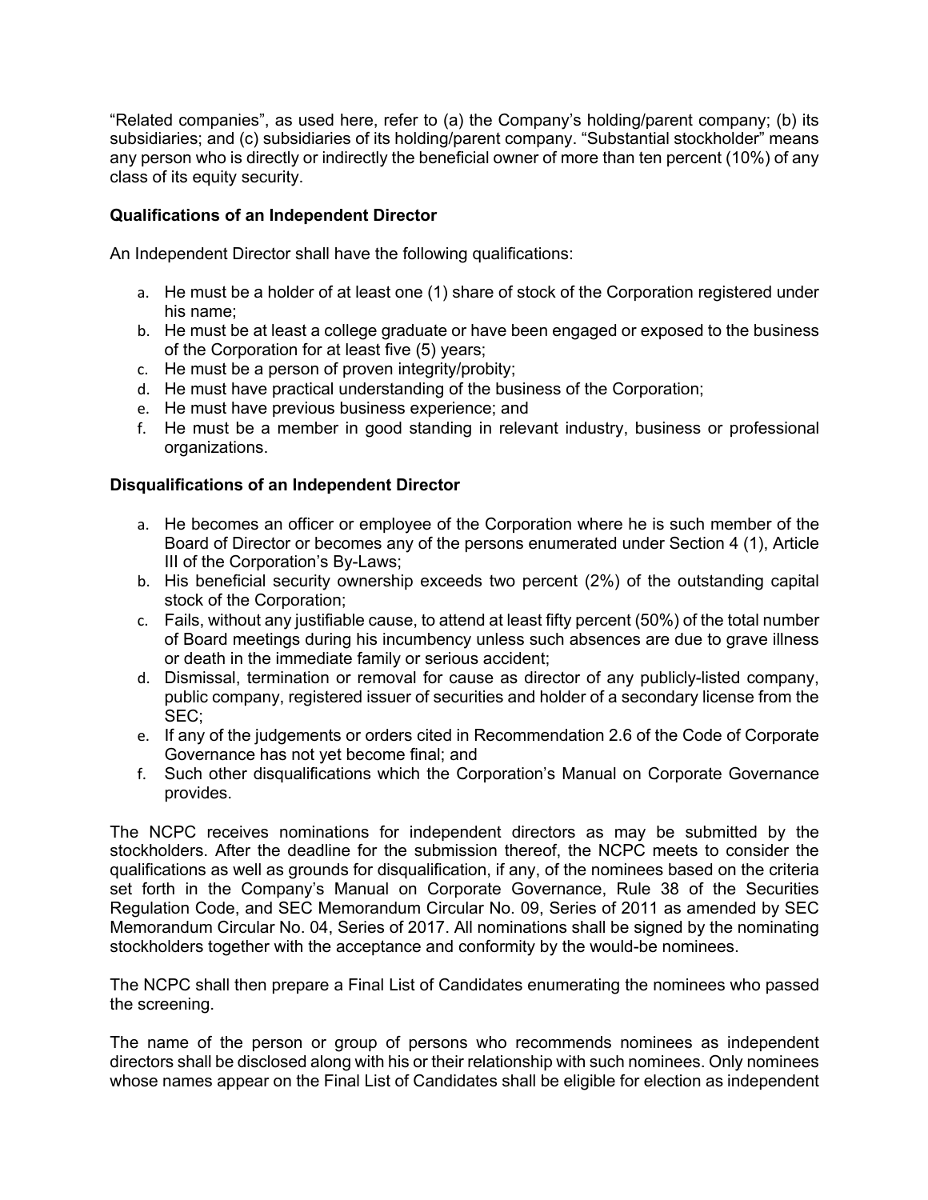"Related companies", as used here, refer to (a) the Company's holding/parent company; (b) its subsidiaries; and (c) subsidiaries of its holding/parent company. "Substantial stockholder" means any person who is directly or indirectly the beneficial owner of more than ten percent (10%) of any class of its equity security.

**Qualifications of an Independent Director**

An Independent Director shall have the following qualifications:

a. He must be a holder of at least one (1) share of stock of the Corporation registered under his name;
b. He must be at least a college graduate or have been engaged or exposed to the business of the Corporation for at least five (5) years;
c. He must be a person of proven integrity/probity;
d. He must have practical understanding of the business of the Corporation;
e. He must have previous business experience; and
f. He must be a member in good standing in relevant industry, business or professional organizations.

**Disqualifications of an Independent Director**

a. He becomes an officer or employee of the Corporation where he is such member of the Board of Director or becomes any of the persons enumerated under Section 4 (1), Article III of the Corporation's By-Laws;
b. His beneficial security ownership exceeds two percent (2%) of the outstanding capital stock of the Corporation;
c. Fails, without any justifiable cause, to attend at least fifty percent (50%) of the total number of Board meetings during his incumbency unless such absences are due to grave illness or death in the immediate family or serious accident;
d. Dismissal, termination or removal for cause as director of any publicly-listed company, public company, registered issuer of securities and holder of a secondary license from the SEC;
e. If any of the judgements or orders cited in Recommendation 2.6 of the Code of Corporate Governance has not yet become final; and
f. Such other disqualifications which the Corporation's Manual on Corporate Governance provides.

The NCPC receives nominations for independent directors as may be submitted by the stockholders. After the deadline for the submission thereof, the NCPC meets to consider the qualifications as well as grounds for disqualification, if any, of the nominees based on the criteria set forth in the Company's Manual on Corporate Governance, Rule 38 of the Securities Regulation Code, and SEC Memorandum Circular No. 09, Series of 2011 as amended by SEC Memorandum Circular No. 04, Series of 2017. All nominations shall be signed by the nominating stockholders together with the acceptance and conformity by the would-be nominees.

The NCPC shall then prepare a Final List of Candidates enumerating the nominees who passed the screening.

The name of the person or group of persons who recommends nominees as independent directors shall be disclosed along with his or their relationship with such nominees. Only nominees whose names appear on the Final List of Candidates shall be eligible for election as independent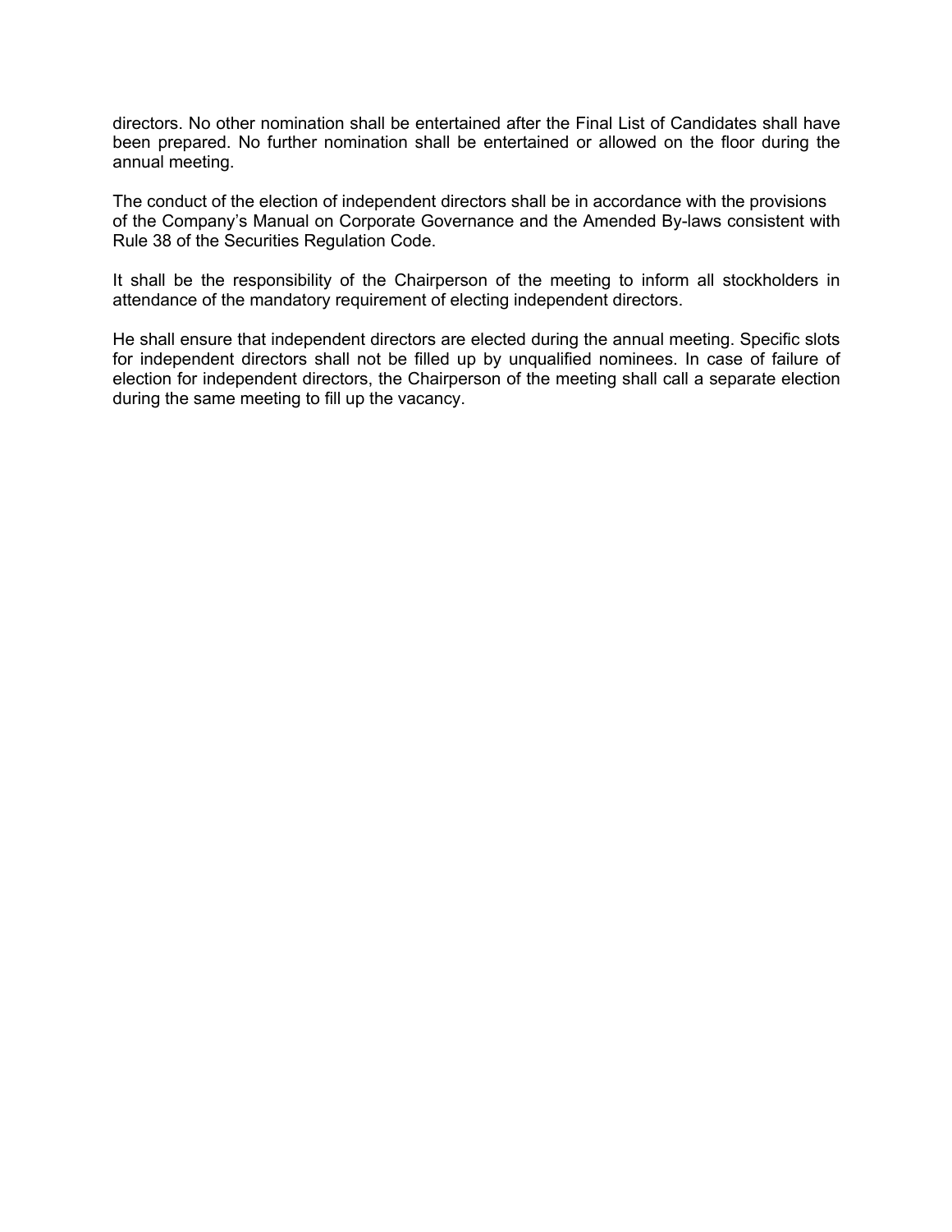directors. No other nomination shall be entertained after the Final List of Candidates shall have been prepared. No further nomination shall be entertained or allowed on the floor during the annual meeting.

The conduct of the election of independent directors shall be in accordance with the provisions of the Company's Manual on Corporate Governance and the Amended By-laws consistent with Rule 38 of the Securities Regulation Code.

It shall be the responsibility of the Chairperson of the meeting to inform all stockholders in attendance of the mandatory requirement of electing independent directors.

He shall ensure that independent directors are elected during the annual meeting. Specific slots for independent directors shall not be filled up by unqualified nominees. In case of failure of election for independent directors, the Chairperson of the meeting shall call a separate election during the same meeting to fill up the vacancy.